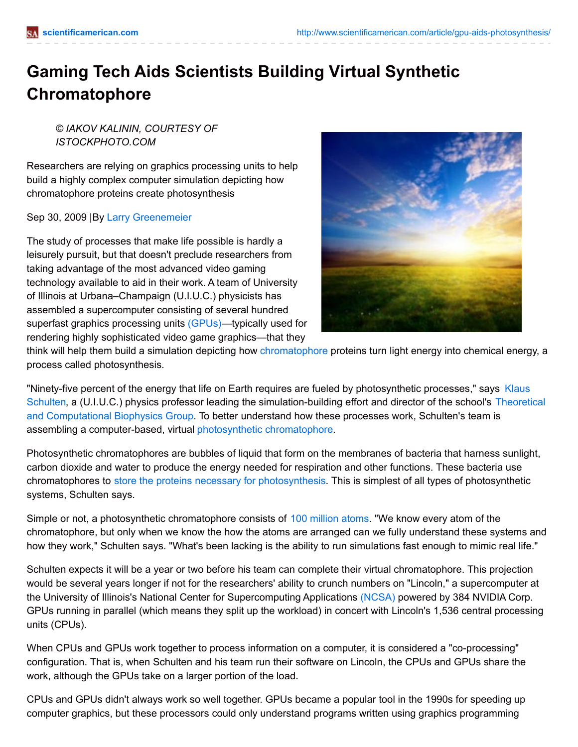# Gaming Tech Aids Scientists Building Virtual Synthetic Chromatophore

*© IAKOV KALININ, COURTESY OF ISTOCKPHOTO.COM*

Researchers are relying on graphics processing units to help build a highly complex computer simulation depicting how chromatophore proteins create photosynthesis

Sep 30, 2009 |By Larry Greenemeier

The study of processes that make life possible is hardly a leisurely pursuit, but that doesn't preclude researchers from taking advantage of the most advanced video gaming technology available to aid in their work. A team of University of Illinois at Urbana–Champaign (U.I.U.C.) physicists has assembled a supercomputer consisting of several hundred superfast graphics processing units (GPUs)—typically used for rendering highly sophisticated video game graphics—that they think will help them build a simulation depicting how chromatophore proteins turn light energy into chemical energy, a process called photosynthesis.

"Ninety-five percent of the energy that life on Earth requires are fueled by photosynthetic processes," says Klaus Schulten, a (U.I.U.C.) physics professor leading the simulation-building effort and director of the school's Theoretical and Computational Biophysics Group. To better understand how these processes work, Schulten's team is assembling a computer-based, virtual photosynthetic chromatophore.

Photosynthetic chromatophores are bubbles of liquid that form on the membranes of bacteria that harness sunlight, carbon dioxide and water to produce the energy needed for respiration and other functions. These bacteria use chromatophores to store the proteins necessary for photosynthesis. This is simplest of all types of photosynthetic systems, Schulten says.

Simple or not, a photosynthetic chromatophore consists of 100 million atoms. "We know every atom of the chromatophore, but only when we know the how the atoms are arranged can we fully understand these systems and how they work," Schulten says. "What's been lacking is the ability to run simulations fast enough to mimic real life."

Schulten expects it will be a year or two before his team can complete their virtual chromatophore. This projection would be several years longer if not for the researchers' ability to crunch numbers on "Lincoln," a supercomputer at the University of Illinois's National Center for Supercomputing Applications (NCSA) powered by 384 NVIDIA Corp. GPUs running in parallel (which means they split up the workload) in concert with Lincoln's 1,536 central processing units (CPUs).

When CPUs and GPUs work together to process information on a computer, it is considered a "co-processing" configuration. That is, when Schulten and his team run their software on Lincoln, the CPUs and GPUs share the work, although the GPUs take on a larger portion of the load.

CPUs and GPUs didn't always work so well together. GPUs became a popular tool in the 1990s for speeding up computer graphics, but these processors could only understand programs written using graphics programming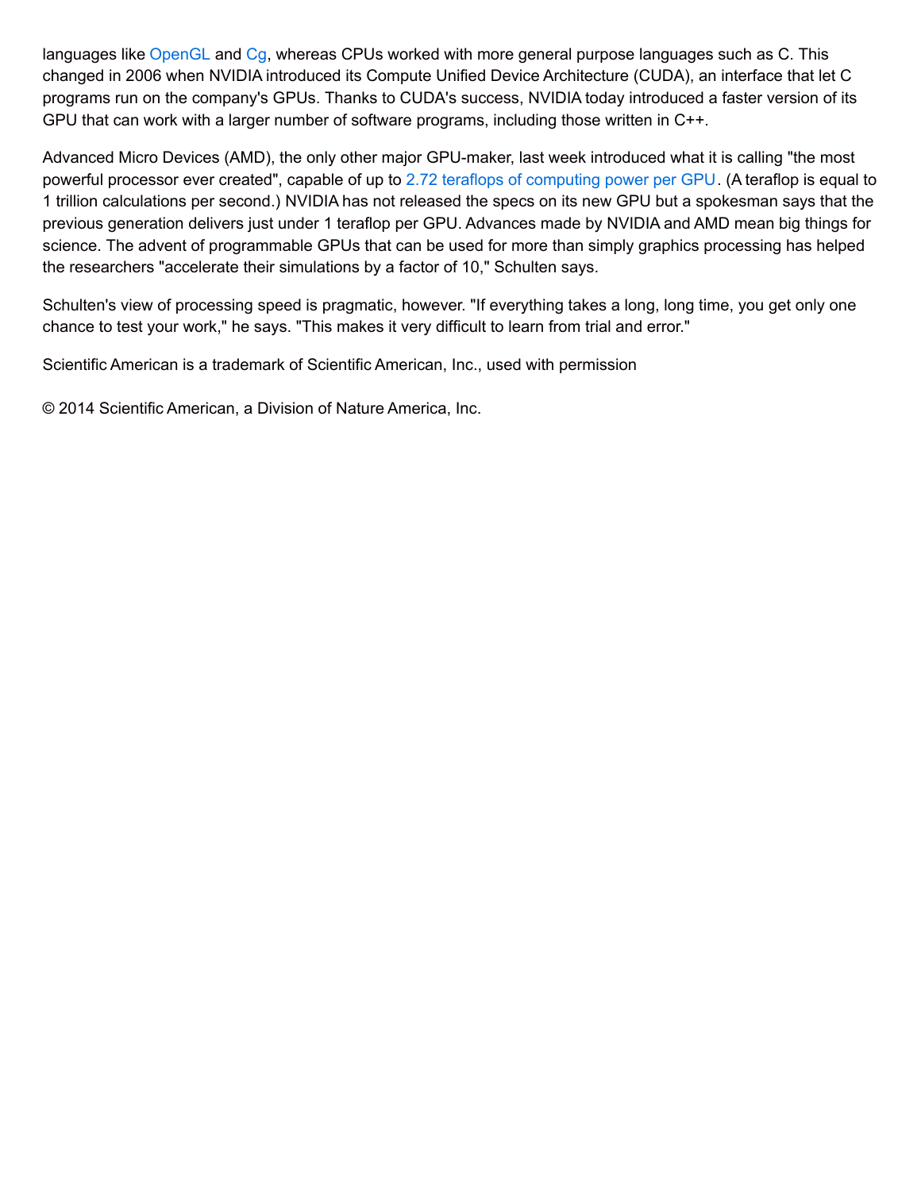languages like OpenGL and Cg, whereas CPUs worked with more general purpose languages such as C. This changed in 2006 when NVIDIA introduced its Compute Unified Device Architecture (CUDA), an interface that let C programs run on the company's GPUs. Thanks to CUDA's success, NVIDIA today introduced a faster version of its GPU that can work with a larger number of software programs, including those written in C++.

Advanced Micro Devices (AMD), the only other major GPU-maker, last week introduced what it is calling "the most powerful processor ever created", capable of up to 2.72 teraflops of computing power per GPU. (A teraflop is equal to 1 trillion calculations per second.) NVIDIA has not released the specs on its new GPU but a spokesman says that the previous generation delivers just under 1 teraflop per GPU. Advances made by NVIDIA and AMD mean big things for science. The advent of programmable GPUs that can be used for more than simply graphics processing has helped the researchers "accelerate their simulations by a factor of 10," Schulten says.

Schulten's view of processing speed is pragmatic, however. "If everything takes a long, long time, you get only one chance to test your work," he says. "This makes it very difficult to learn from trial and error."

Scientific American is a trademark of Scientific American, Inc., used with permission

© 2014 Scientific American, a Division of Nature America, Inc.